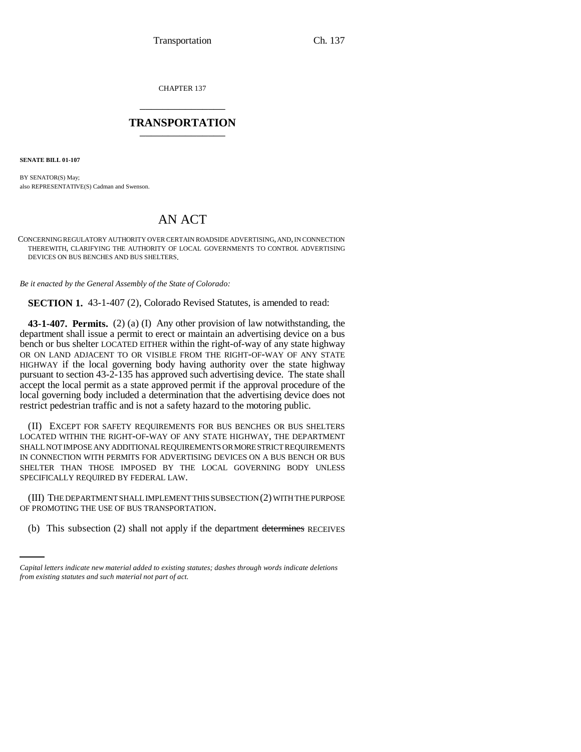CHAPTER 137

# TRANSPORTATION

**SENATE BILL 01-107**

BY SENATOR(S) May;
also REPRESENTATIVE(S) Cadman and Swenson.

# AN ACT

CONCERNING REGULATORY AUTHORITY OVER CERTAIN ROADSIDE ADVERTISING, AND, IN CONNECTION THEREWITH, CLARIFYING THE AUTHORITY OF LOCAL GOVERNMENTS TO CONTROL ADVERTISING DEVICES ON BUS BENCHES AND BUS SHELTERS.

*Be it enacted by the General Assembly of the State of Colorado:*

**SECTION 1.** 43-1-407 (2), Colorado Revised Statutes, is amended to read:

**43-1-407. Permits.** (2) (a) (I) Any other provision of law notwithstanding, the department shall issue a permit to erect or maintain an advertising device on a bus bench or bus shelter LOCATED EITHER within the right-of-way of any state highway OR ON LAND ADJACENT TO OR VISIBLE FROM THE RIGHT-OF-WAY OF ANY STATE HIGHWAY if the local governing body having authority over the state highway pursuant to section 43-2-135 has approved such advertising device. The state shall accept the local permit as a state approved permit if the approval procedure of the local governing body included a determination that the advertising device does not restrict pedestrian traffic and is not a safety hazard to the motoring public.

(II) EXCEPT FOR SAFETY REQUIREMENTS FOR BUS BENCHES OR BUS SHELTERS LOCATED WITHIN THE RIGHT-OF-WAY OF ANY STATE HIGHWAY, THE DEPARTMENT SHALL NOT IMPOSE ANY ADDITIONAL REQUIREMENTS OR MORE STRICT REQUIREMENTS IN CONNECTION WITH PERMITS FOR ADVERTISING DEVICES ON A BUS BENCH OR BUS SHELTER THAN THOSE IMPOSED BY THE LOCAL GOVERNING BODY UNLESS SPECIFICALLY REQUIRED BY FEDERAL LAW.

(III) THE DEPARTMENT SHALL IMPLEMENT THIS SUBSECTION (2) WITH THE PURPOSE OF PROMOTING THE USE OF BUS TRANSPORTATION.

(b) This subsection (2) shall not apply if the department ~~determines~~ RECEIVES

*Capital letters indicate new material added to existing statutes; dashes through words indicate deletions from existing statutes and such material not part of act.*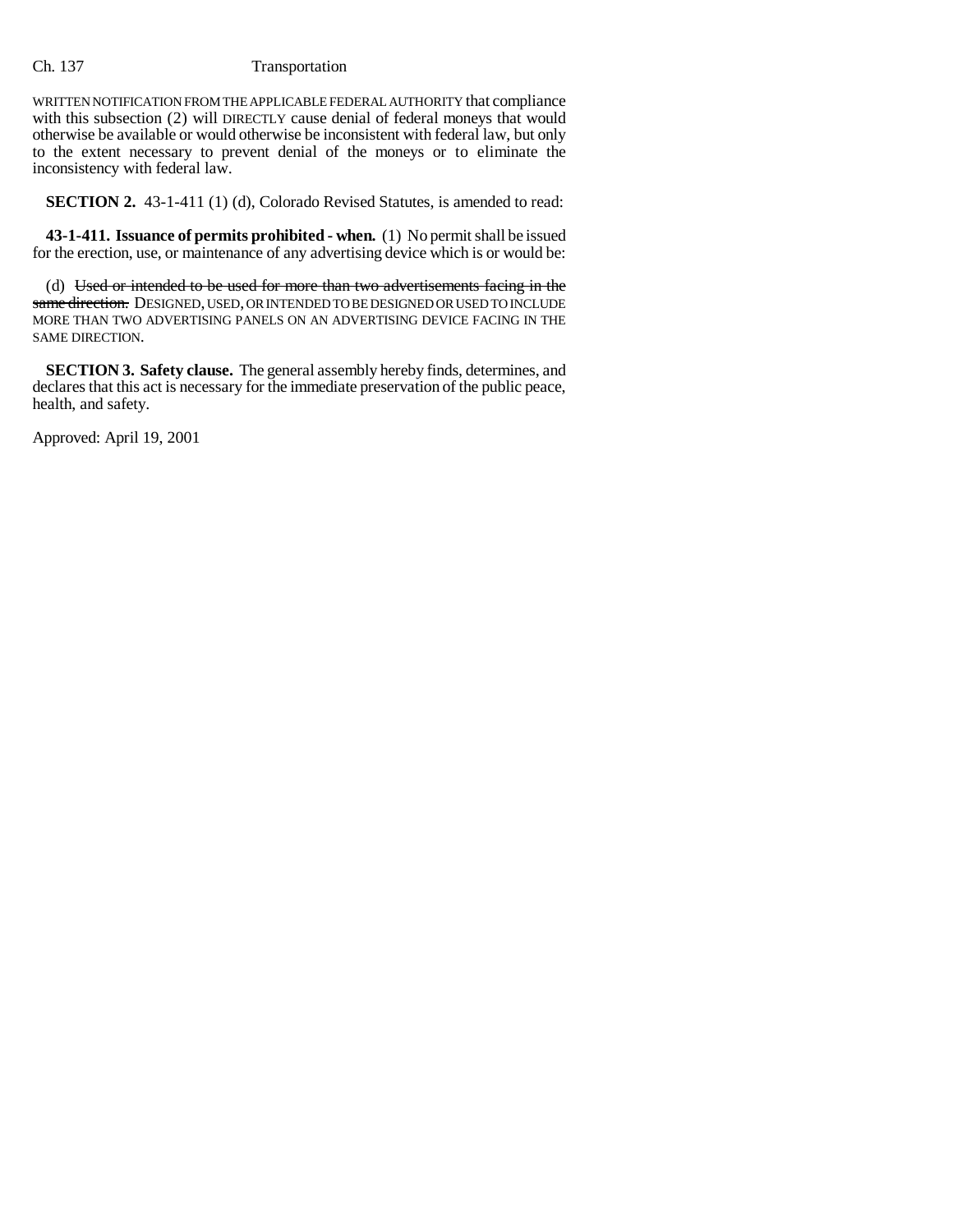WRITTEN NOTIFICATION FROM THE APPLICABLE FEDERAL AUTHORITY that compliance with this subsection (2) will DIRECTLY cause denial of federal moneys that would otherwise be available or would otherwise be inconsistent with federal law, but only to the extent necessary to prevent denial of the moneys or to eliminate the inconsistency with federal law.

**SECTION 2.** 43-1-411 (1) (d), Colorado Revised Statutes, is amended to read:

**43-1-411. Issuance of permits prohibited - when.** (1) No permit shall be issued for the erection, use, or maintenance of any advertising device which is or would be:

(d) ~~Used or intended to be used for more than two advertisements facing in the same direction.~~ DESIGNED, USED, OR INTENDED TO BE DESIGNED OR USED TO INCLUDE MORE THAN TWO ADVERTISING PANELS ON AN ADVERTISING DEVICE FACING IN THE SAME DIRECTION.

**SECTION 3. Safety clause.** The general assembly hereby finds, determines, and declares that this act is necessary for the immediate preservation of the public peace, health, and safety.

Approved: April 19, 2001